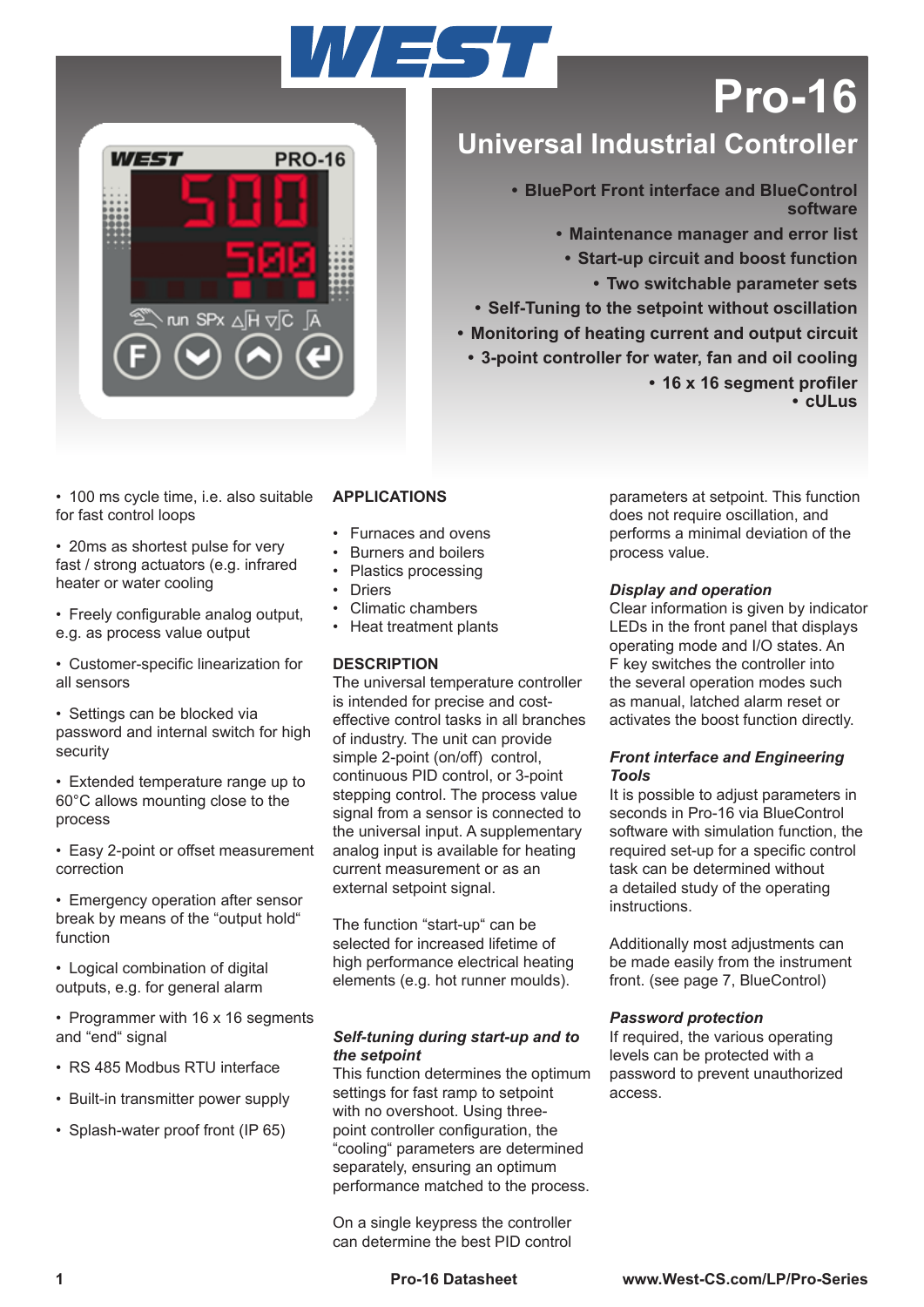# Pro-16

## Universal Industrial Controller

- BluePort Front interface and BlueControl software
- Maintenance manager and error list
- Start-up circuit and boost function
- Two switchable parameter sets
- Self-Tuning to the setpoint without oscillation
- Monitoring of heating current and output circuit
- 3-point controller for water, fan and oil cooling
- 16 x 16 segment profiler
- cULus

- 100 ms cycle time, i.e. also suitable for fast control loops
- 20ms as shortest pulse for very fast / strong actuators (e.g. infrared heater or water cooling
- Freely configurable analog output, e.g. as process value output
- Customer-specific linearization for all sensors
- Settings can be blocked via password and internal switch for high security
- Extended temperature range up to 60°C allows mounting close to the process
- Easy 2-point or offset measurement correction
- Emergency operation after sensor break by means of the "output hold" function
- Logical combination of digital outputs, e.g. for general alarm
- Programmer with 16 x 16 segments and "end" signal
- RS 485 Modbus RTU interface
- Built-in transmitter power supply
- Splash-water proof front (IP 65)

## APPLICATIONS

- Furnaces and ovens
- Burners and boilers
- Plastics processing
- Driers
- Climatic chambers
- Heat treatment plants

## DESCRIPTION

The universal temperature controller is intended for precise and cost-effective control tasks in all branches of industry. The unit can provide simple 2-point (on/off) control, continuous PID control, or 3-point stepping control. The process value signal from a sensor is connected to the universal input. A supplementary analog input is available for heating current measurement or as an external setpoint signal.

The function "start-up" can be selected for increased lifetime of high performance electrical heating elements (e.g. hot runner moulds).

### *Self-tuning during start-up and to the setpoint*

This function determines the optimum settings for fast ramp to setpoint with no overshoot. Using three-point controller configuration, the "cooling" parameters are determined separately, ensuring an optimum performance matched to the process.

On a single keypress the controller can determine the best PID control parameters at setpoint. This function does not require oscillation, and performs a minimal deviation of the process value.

### *Display and operation*

Clear information is given by indicator LEDs in the front panel that displays operating mode and I/O states. An F key switches the controller into the several operation modes such as manual, latched alarm reset or activates the boost function directly.

### *Front interface and Engineering Tools*

It is possible to adjust parameters in seconds in Pro-16 via BlueControl software with simulation function, the required set-up for a specific control task can be determined without a detailed study of the operating instructions.

Additionally most adjustments can be made easily from the instrument front. (see page 7, BlueControl)

### *Password protection*

If required, the various operating levels can be protected with a password to prevent unauthorized access.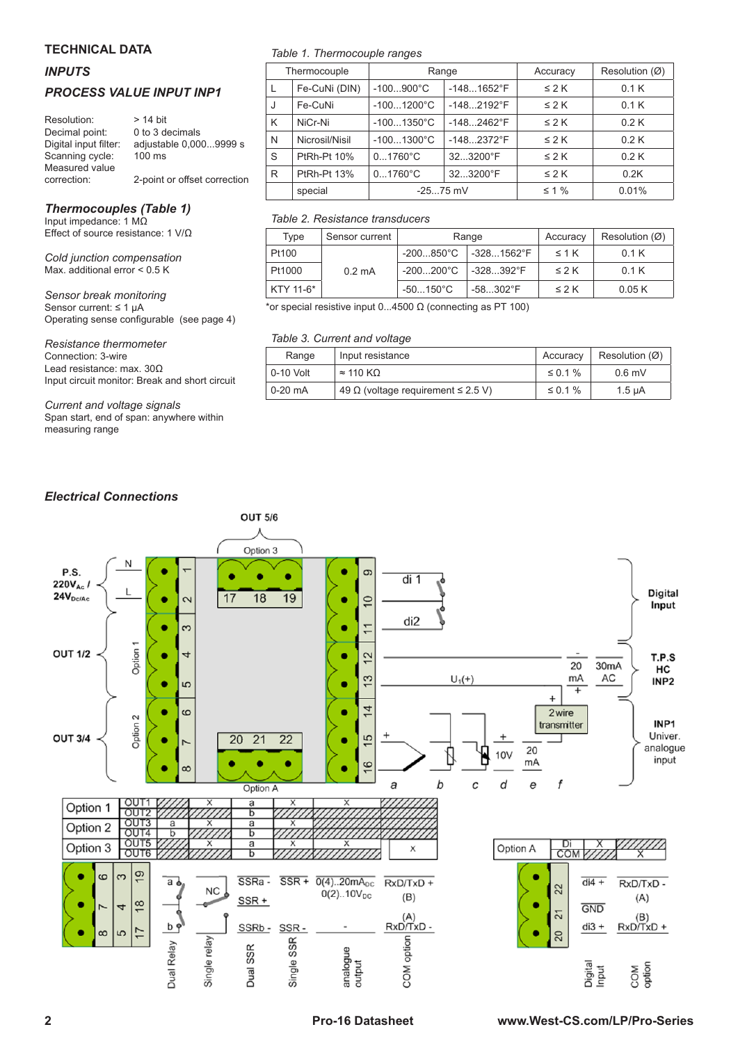## TECHNICAL DATA

### *INPUTS*

### *PROCESS VALUE INPUT INP1*

| | |
|---|---|
| Resolution: | > 14 bit |
| Decimal point: | 0 to 3 decimals |
| Digital input filter: | adjustable 0,000...9999 s |
| Scanning cycle: | 100 ms |
| Measured value correction: | 2-point or offset correction |

### *Thermocouples (Table 1)*

Input impedance: 1 MΩ
Effect of source resistance: 1 V/Ω

*Cold junction compensation*
Max. additional error < 0.5 K

*Sensor break monitoring*
Sensor current: ≤ 1 μA
Operating sense configurable (see page 4)

*Resistance thermometer*
Connection: 3-wire
Lead resistance: max. 30Ω
Input circuit monitor: Break and short circuit

*Current and voltage signals*
Span start, end of span: anywhere within measuring range

*Table 1. Thermocouple ranges*

| Thermocouple | | Range | | Accuracy | Resolution (Ø) |
|---|---|---|---|---|---|
| L | Fe-CuNi (DIN) | -100...900°C | -148...1652°F | ≤ 2 K | 0.1 K |
| J | Fe-CuNi | -100...1200°C | -148...2192°F | ≤ 2 K | 0.1 K |
| K | NiCr-Ni | -100...1350°C | -148...2462°F | ≤ 2 K | 0.2 K |
| N | Nicrosil/Nisil | -100...1300°C | -148...2372°F | ≤ 2 K | 0.2 K |
| S | PtRh-Pt 10% | 0...1760°C | 32...3200°F | ≤ 2 K | 0.2 K |
| R | PtRh-Pt 13% | 0...1760°C | 32...3200°F | ≤ 2 K | 0.2K |
| | special | -25...75 mV | | ≤ 1 % | 0.01% |

*Table 2. Resistance transducers*

| Type | Sensor current | Range | | Accuracy | Resolution (Ø) |
|---|---|---|---|---|---|
| Pt100 | 0.2 mA | -200...850°C | -328...1562°F | ≤ 1 K | 0.1 K |
| Pt1000 | | -200...200°C | -328...392°F | ≤ 2 K | 0.1 K |
| KTY 11-6* | | -50...150°C | -58...302°F | ≤ 2 K | 0.05 K |

*or special resistive input 0...4500 Ω (connecting as PT 100)

*Table 3. Current and voltage*

| Range | Input resistance | Accuracy | Resolution (Ø) |
|---|---|---|---|
| 0-10 Volt | ≈ 110 KΩ | ≤ 0.1 % | 0.6 mV |
| 0-20 mA | 49 Ω (voltage requirement ≤ 2.5 V) | ≤ 0.1 % | 1.5 μA |

### *Electrical Connections*

OUT 5/6 — Option 3 (terminals 17, 18, 19)

P.S. 220V$_{AC}$ / 24V$_{DC/AC}$: N (1), L (2)

OUT 1/2 — Option 1 (terminals 3, 4, 5)

OUT 3/4 — Option 2 (terminals 6, 7, 8)

Option A (terminals 20, 21, 22)

Digital Input: di 1 (9, 10), di2 (10, 11)

T.P.S HC INP2: terminals 12, 13 — 20 mA, 30mA AC

INP1 Univer. analogue input: terminals 14, 15, 16 — a, b, c, d (10V), e (20 mA, 2 wire transmitter), f; $U_1(+)$

| | | | | | | |
|---|---|---|---|---|---|---|
| Option 1 | OUT1 | | x | a | x | x |
| | OUT2 | | | b | | |
| Option 2 | OUT3 | a | x | a | x | |
| | OUT4 | b | | b | | |
| Option 3 | OUT5 | | x | a | x | x |
| | OUT6 | | | b | | |

| Option A | Di | x | |
|---|---|---|---|
| | COM | | x |

Terminals 6/3/19, 7/4/18, 8/5/17:

- Dual Relay: a, b
- Single relay: NC
- Dual SSR: SSRa -, SSR +, SSRb -
- Single SSR: SSR +, SSR -
- analogue output: 0(4)..20mA$_{DC}$, 0(2)..10V$_{DC}$, -
- COM option: RxD/TxD + (B), (A) RxD/TxD -

Terminals 22, 21, 20:

- Digital Input: di4 +, GND, di3 +
- COM option: RxD/TxD - (A), (B) RxD/TxD +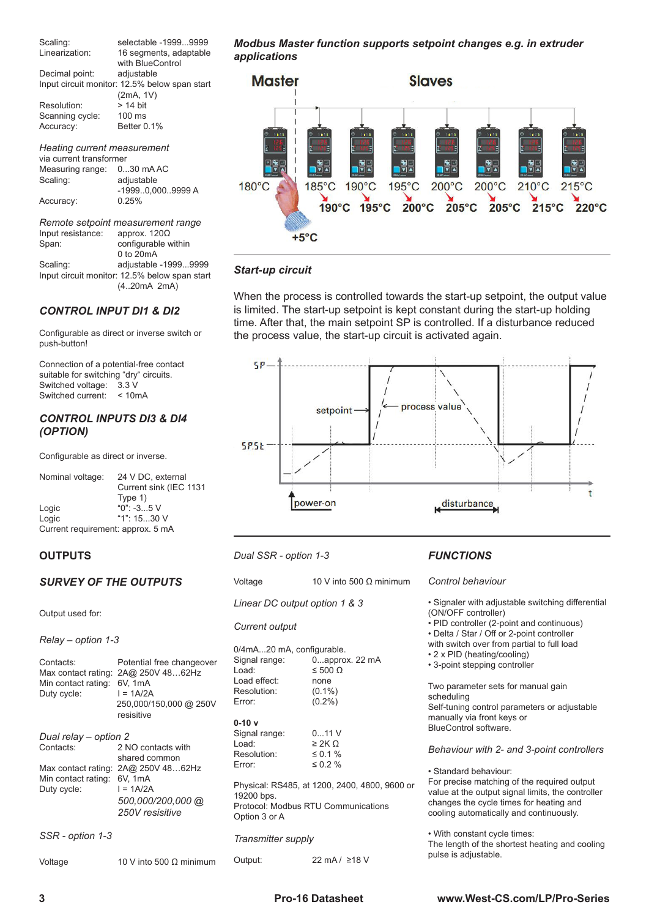Scaling: selectable -1999...9999
Linearization: 16 segments, adaptable with BlueControl
Decimal point: adjustable
Input circuit monitor: 12.5% below span start (2mA, 1V)
Resolution: > 14 bit
Scanning cycle: 100 ms
Accuracy: Better 0.1%

*Heating current measurement*

via current transformer
Measuring range: 0...30 mA AC
Scaling: adjustable -1999..0,000..9999 A
Accuracy: 0.25%

*Remote setpoint measurement range*

Input resistance: approx. 120Ω
Span: configurable within 0 to 20mA
Scaling: adjustable -1999...9999
Input circuit monitor: 12.5% below span start (4..20mA 2mA)

### *CONTROL INPUT DI1 & DI2*

Configurable as direct or inverse switch or push-button!

Connection of a potential-free contact suitable for switching “dry“ circuits.
Switched voltage: 3.3 V
Switched current: < 10mA

### *CONTROL INPUTS DI3 & DI4 (OPTION)*

Configurable as direct or inverse.

Nominal voltage: 24 V DC, external Current sink (IEC 1131 Type 1)
Logic “0”: -3...5 V
Logic “1”: 15...30 V
Current requirement: approx. 5 mA

## OUTPUTS

### *SURVEY OF THE OUTPUTS*

Output used for:

*Relay – option 1-3*

Contacts: Potential free changeover
Max contact rating: 2A@ 250V 48…62Hz
Min contact rating: 6V, 1mA
Duty cycle: I = 1A/2A 250,000/150,000 @ 250V resisitive

*Dual relay – option 2*

Contacts: 2 NO contacts with shared common
Max contact rating: 2A@ 250V 48…62Hz
Min contact rating: 6V, 1mA
Duty cycle: I = 1A/2A *500,000/200,000 @ 250V resisitive*

*SSR - option 1-3*

Voltage 10 V into 500 Ω minimum

***Modbus Master function supports setpoint changes e.g. in extruder applications***

Master — Slaves

180°C (+5°C) → 185°C → 190°C, 190°C → 195°C, 195°C → 200°C, 200°C → 205°C, 200°C → 205°C, 210°C → 215°C, 215°C → 220°C

***Start-up circuit***

When the process is controlled towards the start-up setpoint, the output value is limited. The start-up setpoint is kept constant during the start-up holding time. After that, the main setpoint SP is controlled. If a disturbance reduced the process value, the start-up circuit is activated again.

SP — SP.St — setpoint — process value — power-on — disturbance — t

*Dual SSR - option 1-3*

Voltage 10 V into 500 Ω minimum

*Linear DC output option 1 & 3*

*Current output*

0/4mA...20 mA, configurable.
Signal range: 0...approx. 22 mA
Load: ≤ 500 Ω
Load effect: none
Resolution: (0.1%)
Error: (0.2%)

**0-10 v**
Signal range: 0...11 V
Load: ≥ 2K Ω
Resolution: ≤ 0.1 %
Error: ≤ 0.2 %

Physical: RS485, at 1200, 2400, 4800, 9600 or 19200 bps.
Protocol: Modbus RTU Communications Option 3 or A

*Transmitter supply*

Output: 22 mA / ≥18 V

### *FUNCTIONS*

*Control behaviour*

- Signaler with adjustable switching differential (ON/OFF controller)
- PID controller (2-point and continuous)
- Delta / Star / Off or 2-point controller with switch over from partial to full load
- 2 x PID (heating/cooling)
- 3-point stepping controller

Two parameter sets for manual gain scheduling
Self-tuning control parameters or adjustable manually via front keys or BlueControl software.

*Behaviour with 2- and 3-point controllers*

- Standard behaviour:
For precise matching of the required output value at the output signal limits, the controller changes the cycle times for heating and cooling automatically and continuously.

- With constant cycle times:
The length of the shortest heating and cooling pulse is adjustable.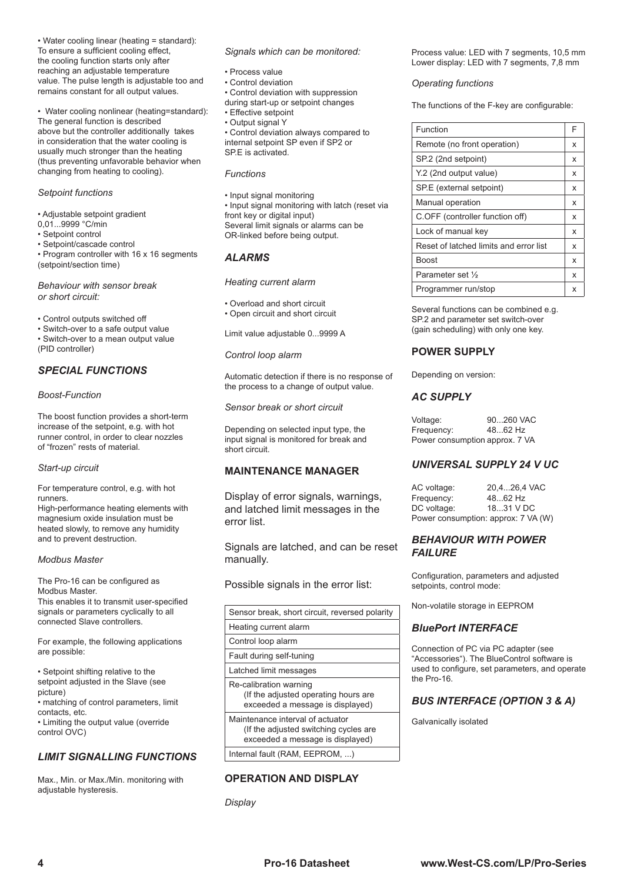• Water cooling linear (heating = standard): To ensure a sufficient cooling effect, the cooling function starts only after reaching an adjustable temperature value. The pulse length is adjustable too and remains constant for all output values.

• Water cooling nonlinear (heating=standard): The general function is described above but the controller additionally takes in consideration that the water cooling is usually much stronger than the heating (thus preventing unfavorable behavior when changing from heating to cooling).

*Setpoint functions*

• Adjustable setpoint gradient 0,01...9999 °C/min
• Setpoint control
• Setpoint/cascade control
• Program controller with 16 x 16 segments (setpoint/section time)

*Behaviour with sensor break or short circuit:*

• Control outputs switched off
• Switch-over to a safe output value
• Switch-over to a mean output value (PID controller)

## *SPECIAL FUNCTIONS*

*Boost-Function*

The boost function provides a short-term increase of the setpoint, e.g. with hot runner control, in order to clear nozzles of "frozen" rests of material.

*Start-up circuit*

For temperature control, e.g. with hot runners.
High-performance heating elements with magnesium oxide insulation must be heated slowly, to remove any humidity and to prevent destruction.

*Modbus Master*

The Pro-16 can be configured as Modbus Master.
This enables it to transmit user-specified signals or parameters cyclically to all connected Slave controllers.

For example, the following applications are possible:

• Setpoint shifting relative to the setpoint adjusted in the Slave (see picture)
• matching of control parameters, limit contacts, etc.
• Limiting the output value (override control OVC)

## *LIMIT SIGNALLING FUNCTIONS*

Max., Min. or Max./Min. monitoring with adjustable hysteresis.

*Signals which can be monitored:*

• Process value
• Control deviation
• Control deviation with suppression during start-up or setpoint changes
• Effective setpoint
• Output signal Y
• Control deviation always compared to internal setpoint SP even if SP2 or SP.E is activated.

*Functions*

• Input signal monitoring
• Input signal monitoring with latch (reset via front key or digital input)
Several limit signals or alarms can be OR-linked before being output.

## *ALARMS*

*Heating current alarm*

• Overload and short circuit
• Open circuit and short circuit

Limit value adjustable 0...9999 A

*Control loop alarm*

Automatic detection if there is no response of the process to a change of output value.

*Sensor break or short circuit*

Depending on selected input type, the input signal is monitored for break and short circuit.

## MAINTENANCE MANAGER

Display of error signals, warnings, and latched limit messages in the error list.

Signals are latched, and can be reset manually.

Possible signals in the error list:

| Possible signals |
|---|
| Sensor break, short circuit, reversed polarity |
| Heating current alarm |
| Control loop alarm |
| Fault during self-tuning |
| Latched limit messages |
| Re-calibration warning (If the adjusted operating hours are exceeded a message is displayed) |
| Maintenance interval of actuator (If the adjusted switching cycles are exceeded a message is displayed) |
| Internal fault (RAM, EEPROM, ...) |

## OPERATION AND DISPLAY

*Display*

Process value: LED with 7 segments, 10,5 mm
Lower display: LED with 7 segments, 7,8 mm

*Operating functions*

The functions of the F-key are configurable:

| Function | F |
|---|---|
| Remote (no front operation) | x |
| SP.2 (2nd setpoint) | x |
| Y.2 (2nd output value) | x |
| SP.E (external setpoint) | x |
| Manual operation | x |
| C.OFF (controller function off) | x |
| Lock of manual key | x |
| Reset of latched limits and error list | x |
| Boost | x |
| Parameter set ½ | x |
| Programmer run/stop | x |

Several functions can be combined e.g. SP.2 and parameter set switch-over (gain scheduling) with only one key.

## POWER SUPPLY

Depending on version:

## *AC SUPPLY*

Voltage: 90...260 VAC
Frequency: 48...62 Hz
Power consumption approx. 7 VA

## *UNIVERSAL SUPPLY 24 V UC*

AC voltage: 20,4...26,4 VAC
Frequency: 48...62 Hz
DC voltage: 18...31 V DC
Power consumption: approx: 7 VA (W)

## *BEHAVIOUR WITH POWER FAILURE*

Configuration, parameters and adjusted setpoints, control mode:

Non-volatile storage in EEPROM

## *BluePort INTERFACE*

Connection of PC via PC adapter (see "Accessories"). The BlueControl software is used to configure, set parameters, and operate the Pro-16.

## *BUS INTERFACE (OPTION 3 & A)*

Galvanically isolated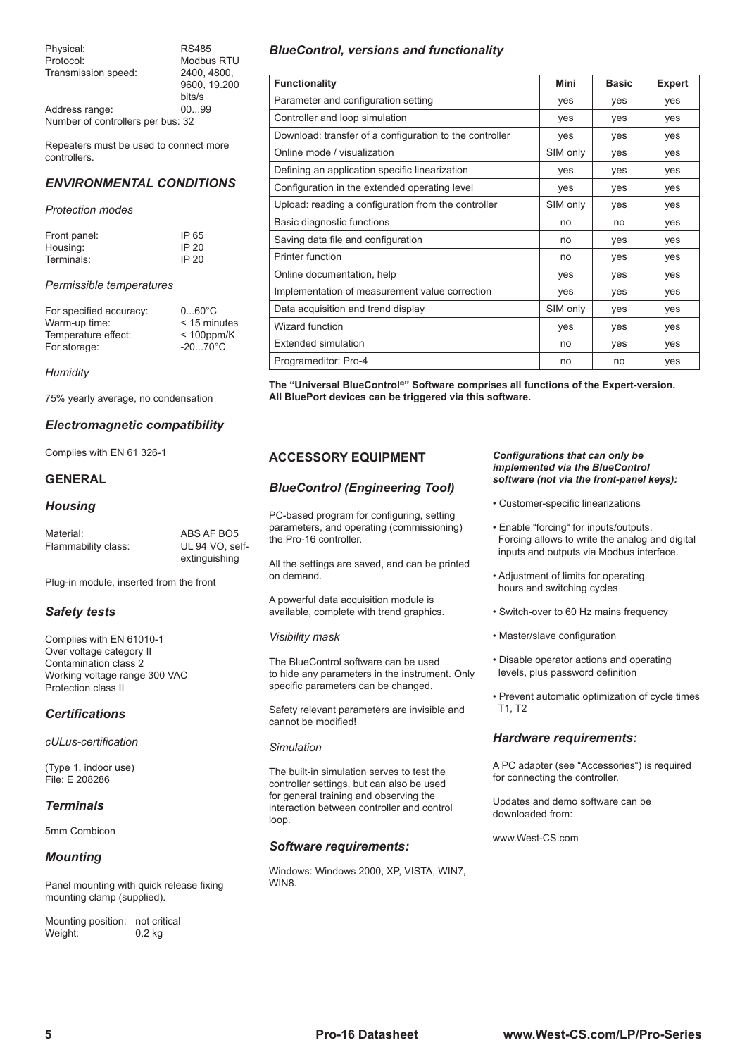| | |
|---|---|
| Physical: | RS485 |
| Protocol: | Modbus RTU |
| Transmission speed: | 2400, 4800, 9600, 19.200 bits/s |
| Address range: | 00...99 |

Number of controllers per bus: 32

Repeaters must be used to connect more controllers.

## *ENVIRONMENTAL CONDITIONS*

*Protection modes*

| | |
|---|---|
| Front panel: | IP 65 |
| Housing: | IP 20 |
| Terminals: | IP 20 |

*Permissible temperatures*

| | |
|---|---|
| For specified accuracy: | 0...60°C |
| Warm-up time: | < 15 minutes |
| Temperature effect: | < 100ppm/K |
| For storage: | -20...70°C |

*Humidity*

75% yearly average, no condensation

### *Electromagnetic compatibility*

Complies with EN 61 326-1

## GENERAL

### *Housing*

| | |
|---|---|
| Material: | ABS AF BO5 |
| Flammability class: | UL 94 VO, self-extinguishing |

Plug-in module, inserted from the front

### *Safety tests*

Complies with EN 61010-1
Over voltage category II
Contamination class 2
Working voltage range 300 VAC
Protection class II

### *Certifications*

*cULus-certification*

(Type 1, indoor use)
File: E 208286

### *Terminals*

5mm Combicon

### *Mounting*

Panel mounting with quick release fixing mounting clamp (supplied).

| | |
|---|---|
| Mounting position: | not critical |
| Weight: | 0.2 kg |

### *BlueControl, versions and functionality*

| Functionality | Mini | Basic | Expert |
|---|---|---|---|
| Parameter and configuration setting | yes | yes | yes |
| Controller and loop simulation | yes | yes | yes |
| Download: transfer of a configuration to the controller | yes | yes | yes |
| Online mode / visualization | SIM only | yes | yes |
| Defining an application specific linearization | yes | yes | yes |
| Configuration in the extended operating level | yes | yes | yes |
| Upload: reading a configuration from the controller | SIM only | yes | yes |
| Basic diagnostic functions | no | no | yes |
| Saving data file and configuration | no | yes | yes |
| Printer function | no | yes | yes |
| Online documentation, help | yes | yes | yes |
| Implementation of measurement value correction | yes | yes | yes |
| Data acquisition and trend display | SIM only | yes | yes |
| Wizard function | yes | yes | yes |
| Extended simulation | no | yes | yes |
| Programeditor: Pro-4 | no | no | yes |

**The "Universal BlueControl®" Software comprises all functions of the Expert-version. All BluePort devices can be triggered via this software.**

## ACCESSORY EQUIPMENT

### *BlueControl (Engineering Tool)*

PC-based program for configuring, setting parameters, and operating (commissioning) the Pro-16 controller.

All the settings are saved, and can be printed on demand.

A powerful data acquisition module is available, complete with trend graphics.

*Visibility mask*

The BlueControl software can be used to hide any parameters in the instrument. Only specific parameters can be changed.

Safety relevant parameters are invisible and cannot be modified!

*Simulation*

The built-in simulation serves to test the controller settings, but can also be used for general training and observing the interaction between controller and control loop.

### *Software requirements:*

Windows: Windows 2000, XP, VISTA, WIN7, WIN8.

***Configurations that can only be implemented via the BlueControl software (not via the front-panel keys):***

- Customer-specific linearizations
- Enable "forcing" for inputs/outputs. Forcing allows to write the analog and digital inputs and outputs via Modbus interface.
- Adjustment of limits for operating hours and switching cycles
- Switch-over to 60 Hz mains frequency
- Master/slave configuration
- Disable operator actions and operating levels, plus password definition
- Prevent automatic optimization of cycle times T1, T2

### *Hardware requirements:*

A PC adapter (see "Accessories") is required for connecting the controller.

Updates and demo software can be downloaded from:

www.West-CS.com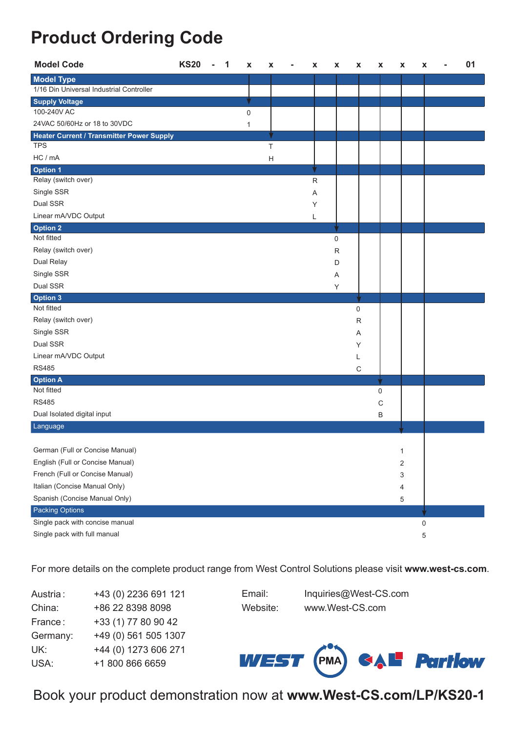# Product Ordering Code

| Model Code | KS20 | - | 1 | x | x | - | x | x | x | x | x | x | - | 01 |
|---|---|---|---|---|---|---|---|---|---|---|---|---|---|---|

| | |
|---|---|
| **Model Type** | |
| 1/16 Din Universal Industrial Controller | |
| **Supply Voltage** | |
| 100-240V AC | 0 |
| 24VAC 50/60Hz or 18 to 30VDC | 1 |
| **Heater Current / Transmitter Power Supply** | |
| TPS | T |
| HC / mA | H |
| **Option 1** | |
| Relay (switch over) | R |
| Single SSR | A |
| Dual SSR | Y |
| Linear mA/VDC Output | L |
| **Option 2** | |
| Not fitted | 0 |
| Relay (switch over) | R |
| Dual Relay | D |
| Single SSR | A |
| Dual SSR | Y |
| **Option 3** | |
| Not fitted | 0 |
| Relay (switch over) | R |
| Single SSR | A |
| Dual SSR | Y |
| Linear mA/VDC Output | L |
| RS485 | C |
| **Option A** | |
| Not fitted | 0 |
| RS485 | C |
| Dual Isolated digital input | B |
| Language | |
| German (Full or Concise Manual) | 1 |
| English (Full or Concise Manual) | 2 |
| French (Full or Concise Manual) | 3 |
| Italian (Concise Manual Only) | 4 |
| Spanish (Concise Manual Only) | 5 |
| Packing Options | |
| Single pack with concise manual | 0 |
| Single pack with full manual | 5 |

For more details on the complete product range from West Control Solutions please visit **www.west-cs.com**.

| | | | |
|---|---|---|---|
| Austria: | +43 (0) 2236 691 121 | Email: | Inquiries@West-CS.com |
| China: | +86 22 8398 8098 | Website: | www.West-CS.com |
| France: | +33 (1) 77 80 90 42 | | |
| Germany: | +49 (0) 561 505 1307 | | |
| UK: | +44 (0) 1273 606 271 | | |
| USA: | +1 800 866 6659 | | |

WEST PMA CAL Partlow

Book your product demonstration now at **www.West-CS.com/LP/KS20-1**